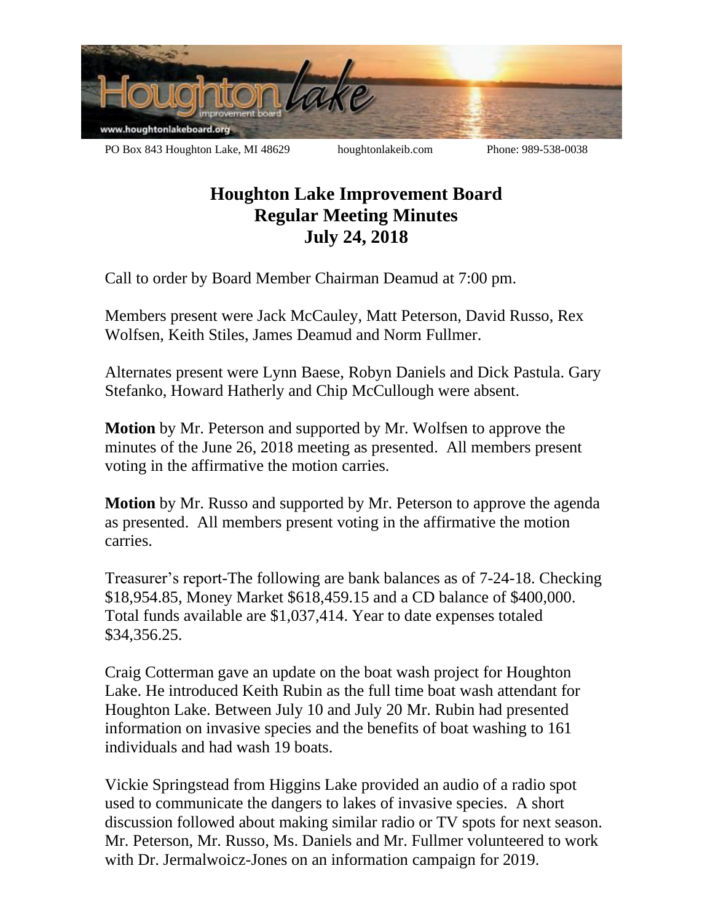PO Box 843 Houghton Lake, MI 48629 houghtonlakeib.com Phone: 989-538-0038

# Houghton Lake Improvement Board
## Regular Meeting Minutes
## July 24, 2018

Call to order by Board Member Chairman Deamud at 7:00 pm.

Members present were Jack McCauley, Matt Peterson, David Russo, Rex Wolfsen, Keith Stiles, James Deamud and Norm Fullmer.

Alternates present were Lynn Baese, Robyn Daniels and Dick Pastula. Gary Stefanko, Howard Hatherly and Chip McCullough were absent.

**Motion** by Mr. Peterson and supported by Mr. Wolfsen to approve the minutes of the June 26, 2018 meeting as presented. All members present voting in the affirmative the motion carries.

**Motion** by Mr. Russo and supported by Mr. Peterson to approve the agenda as presented. All members present voting in the affirmative the motion carries.

Treasurer's report-The following are bank balances as of 7-24-18. Checking $18,954.85, Money Market $618,459.15 and a CD balance of $400,000. Total funds available are $1,037,414. Year to date expenses totaled $34,356.25.

Craig Cotterman gave an update on the boat wash project for Houghton Lake. He introduced Keith Rubin as the full time boat wash attendant for Houghton Lake. Between July 10 and July 20 Mr. Rubin had presented information on invasive species and the benefits of boat washing to 161 individuals and had wash 19 boats.

Vickie Springstead from Higgins Lake provided an audio of a radio spot used to communicate the dangers to lakes of invasive species. A short discussion followed about making similar radio or TV spots for next season. Mr. Peterson, Mr. Russo, Ms. Daniels and Mr. Fullmer volunteered to work with Dr. Jermalwoicz-Jones on an information campaign for 2019.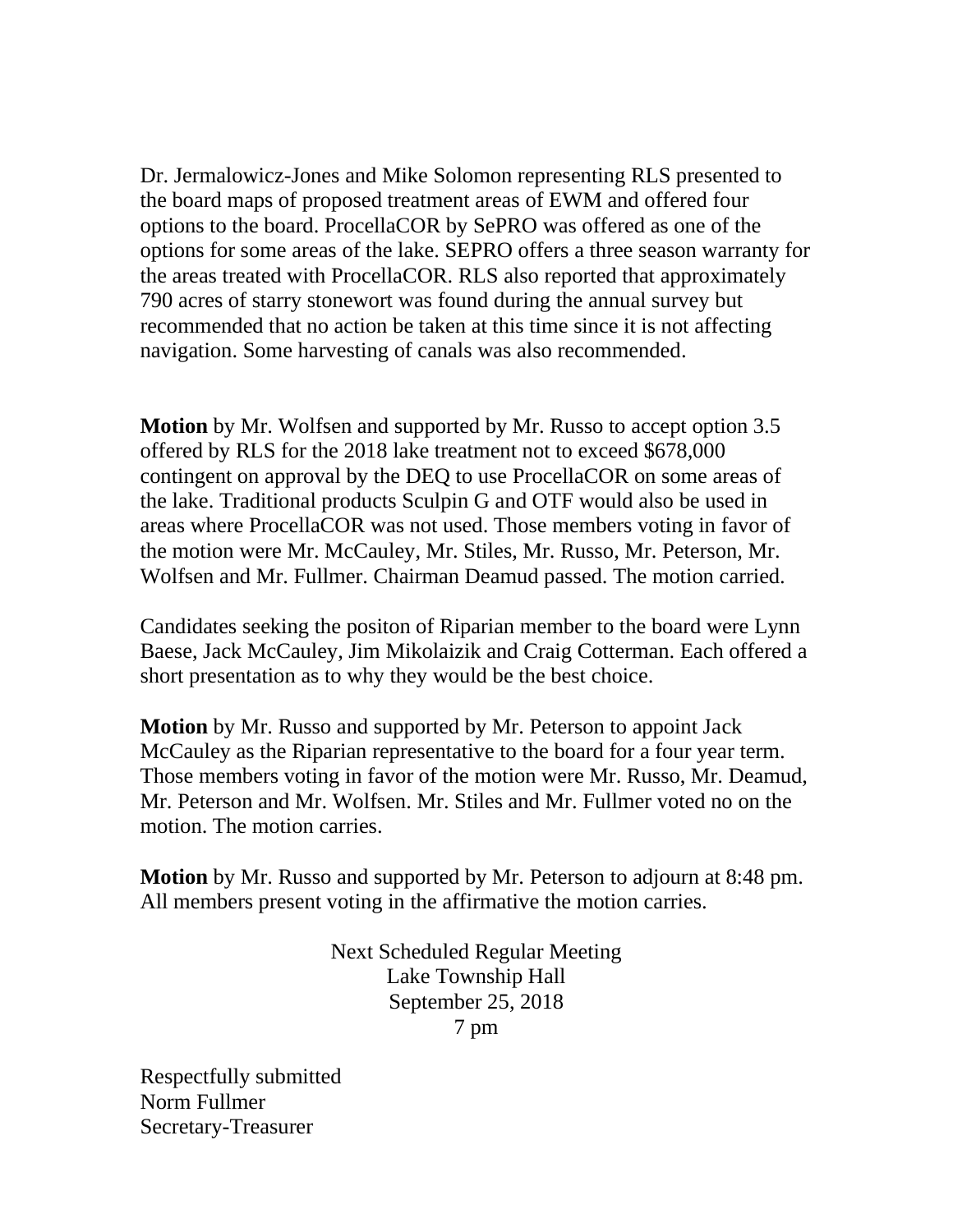Dr. Jermalowicz-Jones and Mike Solomon representing RLS presented to the board maps of proposed treatment areas of EWM and offered four options to the board. ProcellaCOR by SePRO was offered as one of the options for some areas of the lake. SEPRO offers a three season warranty for the areas treated with ProcellaCOR. RLS also reported that approximately 790 acres of starry stonewort was found during the annual survey but recommended that no action be taken at this time since it is not affecting navigation. Some harvesting of canals was also recommended.

**Motion** by Mr. Wolfsen and supported by Mr. Russo to accept option 3.5 offered by RLS for the 2018 lake treatment not to exceed $678,000 contingent on approval by the DEQ to use ProcellaCOR on some areas of the lake. Traditional products Sculpin G and OTF would also be used in areas where ProcellaCOR was not used. Those members voting in favor of the motion were Mr. McCauley, Mr. Stiles, Mr. Russo, Mr. Peterson, Mr. Wolfsen and Mr. Fullmer. Chairman Deamud passed. The motion carried.

Candidates seeking the positon of Riparian member to the board were Lynn Baese, Jack McCauley, Jim Mikolaizik and Craig Cotterman. Each offered a short presentation as to why they would be the best choice.

**Motion** by Mr. Russo and supported by Mr. Peterson to appoint Jack McCauley as the Riparian representative to the board for a four year term. Those members voting in favor of the motion were Mr. Russo, Mr. Deamud, Mr. Peterson and Mr. Wolfsen. Mr. Stiles and Mr. Fullmer voted no on the motion. The motion carries.

**Motion** by Mr. Russo and supported by Mr. Peterson to adjourn at 8:48 pm. All members present voting in the affirmative the motion carries.

Next Scheduled Regular Meeting
Lake Township Hall
September 25, 2018
7 pm

Respectfully submitted
Norm Fullmer
Secretary-Treasurer